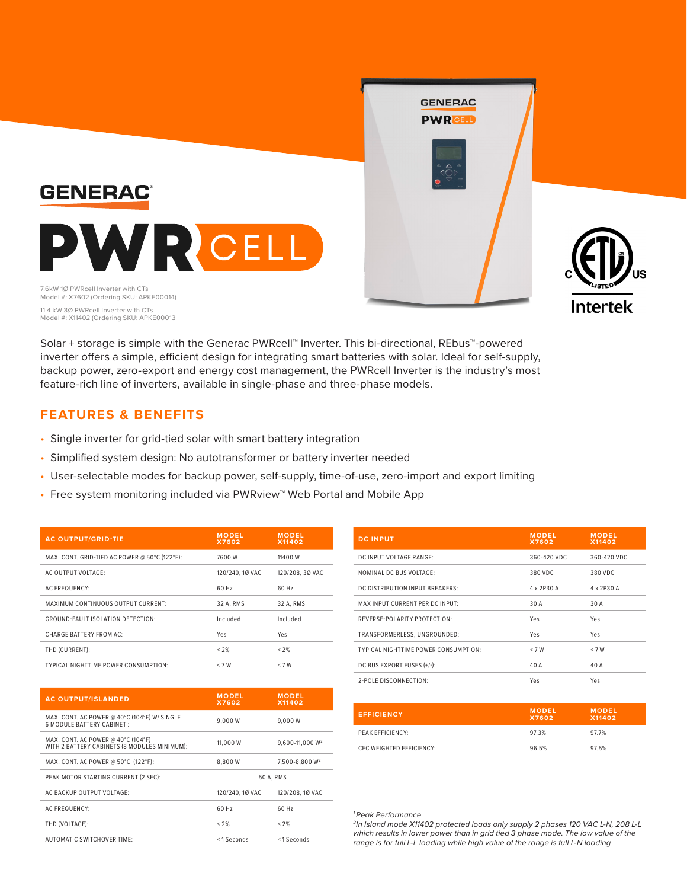# GENERAC PWRCELL

7.6kW 1Ø PWRcell Inverter with CTs
Model #: X7602 (Ordering SKU: APKE00014)

11.4 kW 3Ø PWRcell Inverter with CTs
Model #: X11402 (Ordering SKU: APKE00013)

Solar + storage is simple with the Generac PWRcell™ Inverter. This bi-directional, REbus™-powered inverter offers a simple, efficient design for integrating smart batteries with solar. Ideal for self-supply, backup power, zero-export and energy cost management, the PWRcell Inverter is the industry's most feature-rich line of inverters, available in single-phase and three-phase models.

## FEATURES & BENEFITS

- Single inverter for grid-tied solar with smart battery integration
- Simplified system design: No autotransformer or battery inverter needed
- User-selectable modes for backup power, self-supply, time-of-use, zero-import and export limiting
- Free system monitoring included via PWRview™ Web Portal and Mobile App

| AC OUTPUT/GRID-TIE | MODEL X7602 | MODEL X11402 |
|---|---|---|
| MAX. CONT. GRID-TIED AC POWER @ 50°C (122°F): | 7600 W | 11400 W |
| AC OUTPUT VOLTAGE: | 120/240, 1Ø VAC | 120/208, 3Ø VAC |
| AC FREQUENCY: | 60 Hz | 60 Hz |
| MAXIMUM CONTINUOUS OUTPUT CURRENT: | 32 A, RMS | 32 A, RMS |
| GROUND-FAULT ISOLATION DETECTION: | Included | Included |
| CHARGE BATTERY FROM AC: | Yes | Yes |
| THD (CURRENT): | < 2% | < 2% |
| TYPICAL NIGHTTIME POWER CONSUMPTION: | < 7 W | < 7 W |

| AC OUTPUT/ISLANDED | MODEL X7602 | MODEL X11402 |
|---|---|---|
| MAX. CONT. AC POWER @ 40°C (104°F) W/ SINGLE 6 MODULE BATTERY CABINET[1]: | 9,000 W | 9,000 W |
| MAX. CONT. AC POWER @ 40°C (104°F) WITH 2 BATTERY CABINETS (8 MODULES MINIMUM): | 11,000 W | 9,600-11,000 W[2] |
| MAX. CONT. AC POWER @ 50°C (122°F): | 8,800 W | 7,500-8,800 W[2] |
| PEAK MOTOR STARTING CURRENT (2 SEC): | 50 A, RMS | |
| AC BACKUP OUTPUT VOLTAGE: | 120/240, 1Ø VAC | 120/208, 1Ø VAC |
| AC FREQUENCY: | 60 Hz | 60 Hz |
| THD (VOLTAGE): | < 2% | < 2% |
| AUTOMATIC SWITCHOVER TIME: | < 1 Seconds | < 1 Seconds |

| DC INPUT | MODEL X7602 | MODEL X11402 |
|---|---|---|
| DC INPUT VOLTAGE RANGE: | 360-420 VDC | 360-420 VDC |
| NOMINAL DC BUS VOLTAGE: | 380 VDC | 380 VDC |
| DC DISTRIBUTION INPUT BREAKERS: | 4 x 2P30 A | 4 x 2P30 A |
| MAX INPUT CURRENT PER DC INPUT: | 30 A | 30 A |
| REVERSE-POLARITY PROTECTION: | Yes | Yes |
| TRANSFORMERLESS, UNGROUNDED: | Yes | Yes |
| TYPICAL NIGHTTIME POWER CONSUMPTION: | < 7 W | < 7 W |
| DC BUS EXPORT FUSES (+/-): | 40 A | 40 A |
| 2-POLE DISCONNECTION: | Yes | Yes |

| EFFICIENCY | MODEL X7602 | MODEL X11402 |
|---|---|---|
| PEAK EFFICIENCY: | 97.3% | 97.7% |
| CEC WEIGHTED EFFICIENCY: | 96.5% | 97.5% |

[1] *Peak Performance*

[2] *In Island mode X11402 protected loads only supply 2 phases 120 VAC L-N, 208 L-L which results in lower power than in grid tied 3 phase mode. The low value of the range is for full L-L loading while high value of the range is full L-N loading*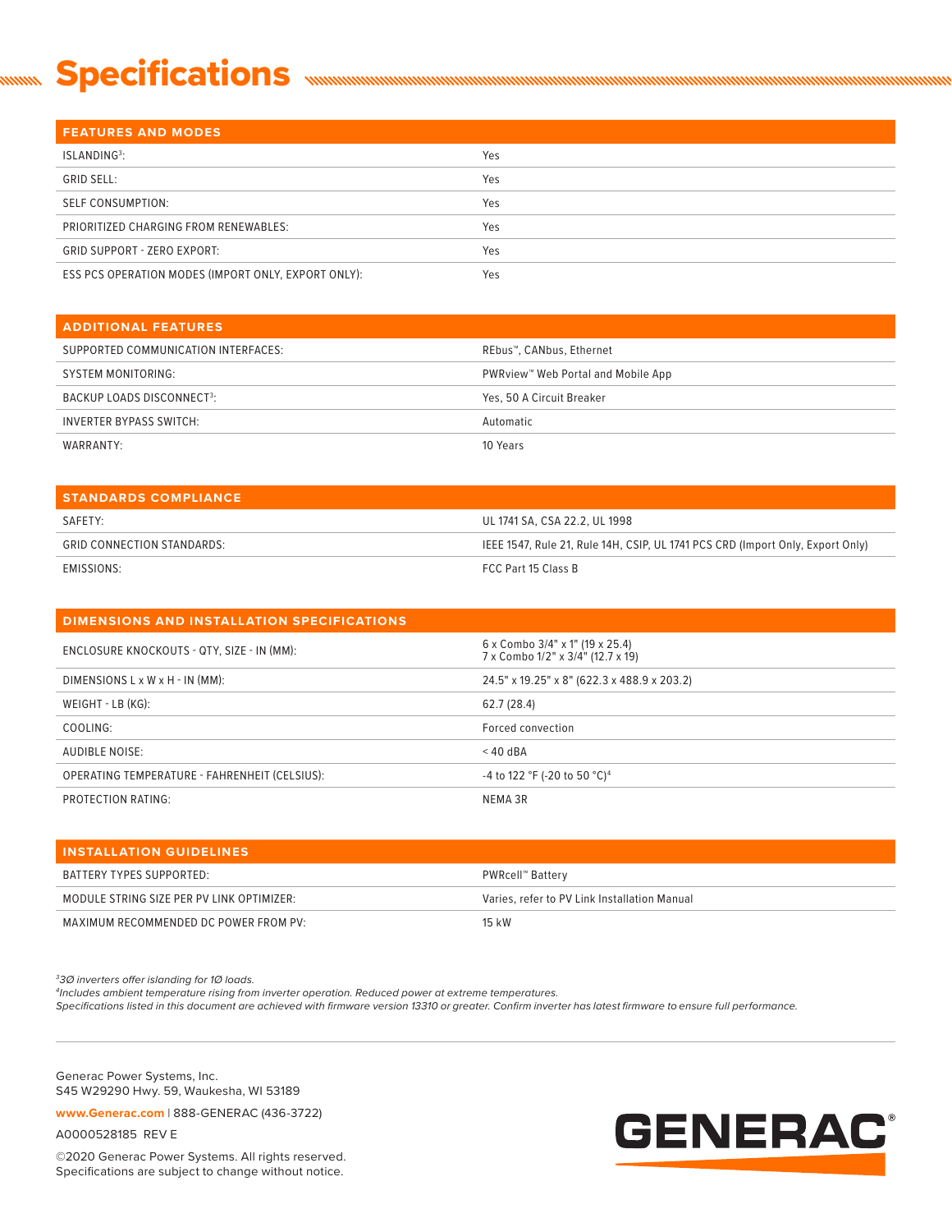# Specifications

| FEATURES AND MODES | |
|---|---|
| ISLANDING[3]: | Yes |
| GRID SELL: | Yes |
| SELF CONSUMPTION: | Yes |
| PRIORITIZED CHARGING FROM RENEWABLES: | Yes |
| GRID SUPPORT - ZERO EXPORT: | Yes |
| ESS PCS OPERATION MODES (IMPORT ONLY, EXPORT ONLY): | Yes |

| ADDITIONAL FEATURES | |
|---|---|
| SUPPORTED COMMUNICATION INTERFACES: | REbus™, CANbus, Ethernet |
| SYSTEM MONITORING: | PWRview™ Web Portal and Mobile App |
| BACKUP LOADS DISCONNECT[3]: | Yes, 50 A Circuit Breaker |
| INVERTER BYPASS SWITCH: | Automatic |
| WARRANTY: | 10 Years |

| STANDARDS COMPLIANCE | |
|---|---|
| SAFETY: | UL 1741 SA, CSA 22.2, UL 1998 |
| GRID CONNECTION STANDARDS: | IEEE 1547, Rule 21, Rule 14H, CSIP, UL 1741 PCS CRD (Import Only, Export Only) |
| EMISSIONS: | FCC Part 15 Class B |

| DIMENSIONS AND INSTALLATION SPECIFICATIONS | |
|---|---|
| ENCLOSURE KNOCKOUTS - QTY, SIZE - IN (MM): | 6 x Combo 3/4" x 1" (19 x 25.4)<br>7 x Combo 1/2" x 3/4" (12.7 x 19) |
| DIMENSIONS L x W x H - IN (MM): | 24.5" x 19.25" x 8" (622.3 x 488.9 x 203.2) |
| WEIGHT - LB (KG): | 62.7 (28.4) |
| COOLING: | Forced convection |
| AUDIBLE NOISE: | < 40 dBA |
| OPERATING TEMPERATURE - FAHRENHEIT (CELSIUS): | -4 to 122 °F (-20 to 50 °C)[4] |
| PROTECTION RATING: | NEMA 3R |

| INSTALLATION GUIDELINES | |
|---|---|
| BATTERY TYPES SUPPORTED: | PWRcell™ Battery |
| MODULE STRING SIZE PER PV LINK OPTIMIZER: | Varies, refer to PV Link Installation Manual |
| MAXIMUM RECOMMENDED DC POWER FROM PV: | 15 kW |

*[3]3Ø inverters offer islanding for 1Ø loads.*
*[4]Includes ambient temperature rising from inverter operation. Reduced power at extreme temperatures.*
*Specifications listed in this document are achieved with firmware version 13310 or greater. Confirm inverter has latest firmware to ensure full performance.*

Generac Power Systems, Inc.
S45 W29290 Hwy. 59, Waukesha, WI 53189

www.Generac.com | 888-GENERAC (436-3722)

A0000528185 REV E

©2020 Generac Power Systems. All rights reserved.
Specifications are subject to change without notice.

GENERAC®